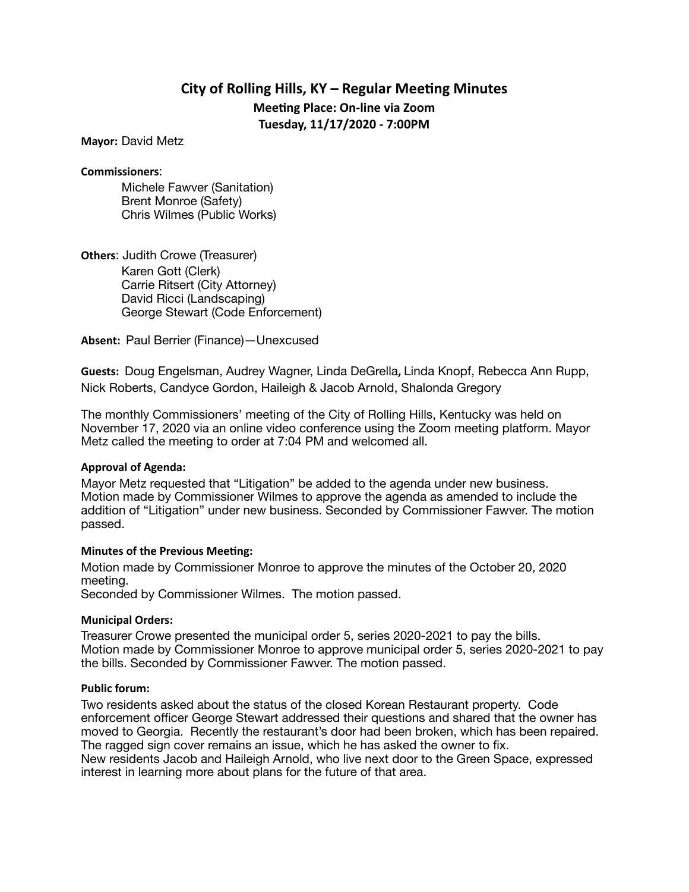# City of Rolling Hills, KY – Regular Meeting Minutes

**Meeting Place: On-line via Zoom**
**Tuesday, 11/17/2020 - 7:00PM**

**Mayor:** David Metz

**Commissioners**:

Michele Fawver (Sanitation)
Brent Monroe (Safety)
Chris Wilmes (Public Works)

**Others**: Judith Crowe (Treasurer)
Karen Gott (Clerk)
Carrie Ritsert (City Attorney)
David Ricci (Landscaping)
George Stewart (Code Enforcement)

**Absent:** Paul Berrier (Finance)—Unexcused

**Guests:** Doug Engelsman, Audrey Wagner, Linda DeGrella**,** Linda Knopf, Rebecca Ann Rupp, Nick Roberts, Candyce Gordon, Haileigh & Jacob Arnold, Shalonda Gregory

The monthly Commissioners' meeting of the City of Rolling Hills, Kentucky was held on November 17, 2020 via an online video conference using the Zoom meeting platform. Mayor Metz called the meeting to order at 7:04 PM and welcomed all.

#### Approval of Agenda:

Mayor Metz requested that "Litigation" be added to the agenda under new business. Motion made by Commissioner Wilmes to approve the agenda as amended to include the addition of "Litigation" under new business. Seconded by Commissioner Fawver. The motion passed.

#### Minutes of the Previous Meeting:

Motion made by Commissioner Monroe to approve the minutes of the October 20, 2020 meeting.
Seconded by Commissioner Wilmes. The motion passed.

#### Municipal Orders:

Treasurer Crowe presented the municipal order 5, series 2020-2021 to pay the bills.
Motion made by Commissioner Monroe to approve municipal order 5, series 2020-2021 to pay the bills. Seconded by Commissioner Fawver. The motion passed.

#### Public forum:

Two residents asked about the status of the closed Korean Restaurant property. Code enforcement officer George Stewart addressed their questions and shared that the owner has moved to Georgia. Recently the restaurant's door had been broken, which has been repaired. The ragged sign cover remains an issue, which he has asked the owner to fix.
New residents Jacob and Haileigh Arnold, who live next door to the Green Space, expressed interest in learning more about plans for the future of that area.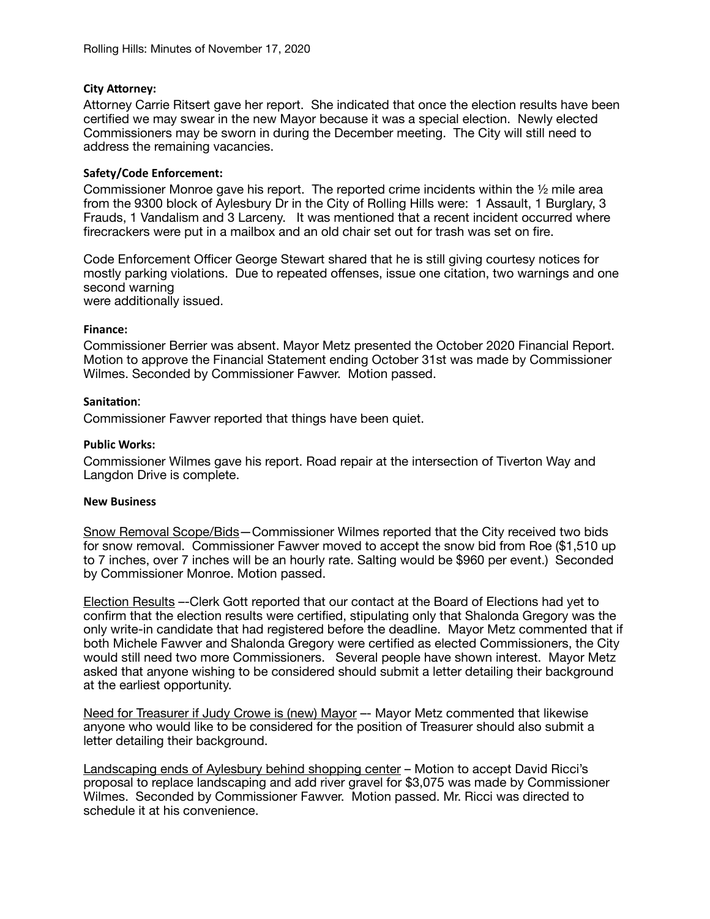**City Attorney:**

Attorney Carrie Ritsert gave her report. She indicated that once the election results have been certified we may swear in the new Mayor because it was a special election. Newly elected Commissioners may be sworn in during the December meeting. The City will still need to address the remaining vacancies.

**Safety/Code Enforcement:**

Commissioner Monroe gave his report. The reported crime incidents within the ½ mile area from the 9300 block of Aylesbury Dr in the City of Rolling Hills were: 1 Assault, 1 Burglary, 3 Frauds, 1 Vandalism and 3 Larceny. It was mentioned that a recent incident occurred where firecrackers were put in a mailbox and an old chair set out for trash was set on fire.

Code Enforcement Officer George Stewart shared that he is still giving courtesy notices for mostly parking violations. Due to repeated offenses, issue one citation, two warnings and one second warning
were additionally issued.

**Finance:**

Commissioner Berrier was absent. Mayor Metz presented the October 2020 Financial Report. Motion to approve the Financial Statement ending October 31st was made by Commissioner Wilmes. Seconded by Commissioner Fawver. Motion passed.

**Sanitation**:

Commissioner Fawver reported that things have been quiet.

**Public Works:**

Commissioner Wilmes gave his report. Road repair at the intersection of Tiverton Way and Langdon Drive is complete.

**New Business**

Snow Removal Scope/Bids—Commissioner Wilmes reported that the City received two bids for snow removal. Commissioner Fawver moved to accept the snow bid from Roe ($1,510 up to 7 inches, over 7 inches will be an hourly rate. Salting would be $960 per event.) Seconded by Commissioner Monroe. Motion passed.

Election Results –-Clerk Gott reported that our contact at the Board of Elections had yet to confirm that the election results were certified, stipulating only that Shalonda Gregory was the only write-in candidate that had registered before the deadline. Mayor Metz commented that if both Michele Fawver and Shalonda Gregory were certified as elected Commissioners, the City would still need two more Commissioners. Several people have shown interest. Mayor Metz asked that anyone wishing to be considered should submit a letter detailing their background at the earliest opportunity.

Need for Treasurer if Judy Crowe is (new) Mayor –- Mayor Metz commented that likewise anyone who would like to be considered for the position of Treasurer should also submit a letter detailing their background.

Landscaping ends of Aylesbury behind shopping center – Motion to accept David Ricci's proposal to replace landscaping and add river gravel for $3,075 was made by Commissioner Wilmes. Seconded by Commissioner Fawver. Motion passed. Mr. Ricci was directed to schedule it at his convenience.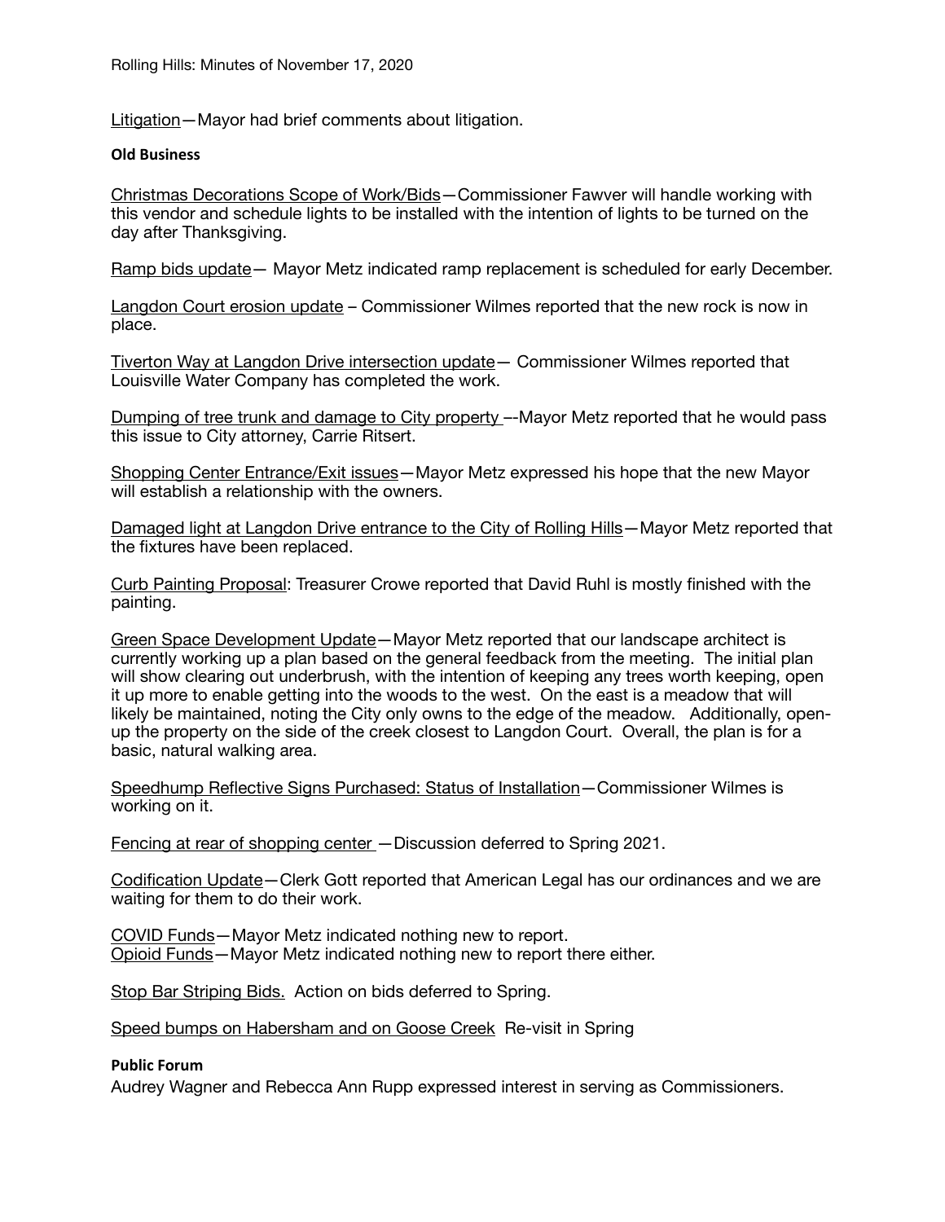Litigation—Mayor had brief comments about litigation.

**Old Business**

Christmas Decorations Scope of Work/Bids—Commissioner Fawver will handle working with this vendor and schedule lights to be installed with the intention of lights to be turned on the day after Thanksgiving.

Ramp bids update— Mayor Metz indicated ramp replacement is scheduled for early December.

Langdon Court erosion update – Commissioner Wilmes reported that the new rock is now in place.

Tiverton Way at Langdon Drive intersection update— Commissioner Wilmes reported that Louisville Water Company has completed the work.

Dumping of tree trunk and damage to City property –-Mayor Metz reported that he would pass this issue to City attorney, Carrie Ritsert.

Shopping Center Entrance/Exit issues—Mayor Metz expressed his hope that the new Mayor will establish a relationship with the owners.

Damaged light at Langdon Drive entrance to the City of Rolling Hills—Mayor Metz reported that the fixtures have been replaced.

Curb Painting Proposal: Treasurer Crowe reported that David Ruhl is mostly finished with the painting.

Green Space Development Update—Mayor Metz reported that our landscape architect is currently working up a plan based on the general feedback from the meeting. The initial plan will show clearing out underbrush, with the intention of keeping any trees worth keeping, open it up more to enable getting into the woods to the west. On the east is a meadow that will likely be maintained, noting the City only owns to the edge of the meadow. Additionally, open-up the property on the side of the creek closest to Langdon Court. Overall, the plan is for a basic, natural walking area.

Speedhump Reflective Signs Purchased: Status of Installation—Commissioner Wilmes is working on it.

Fencing at rear of shopping center —Discussion deferred to Spring 2021.

Codification Update—Clerk Gott reported that American Legal has our ordinances and we are waiting for them to do their work.

COVID Funds—Mayor Metz indicated nothing new to report.
Opioid Funds—Mayor Metz indicated nothing new to report there either.

Stop Bar Striping Bids. Action on bids deferred to Spring.

Speed bumps on Habersham and on Goose Creek Re-visit in Spring

**Public Forum**

Audrey Wagner and Rebecca Ann Rupp expressed interest in serving as Commissioners.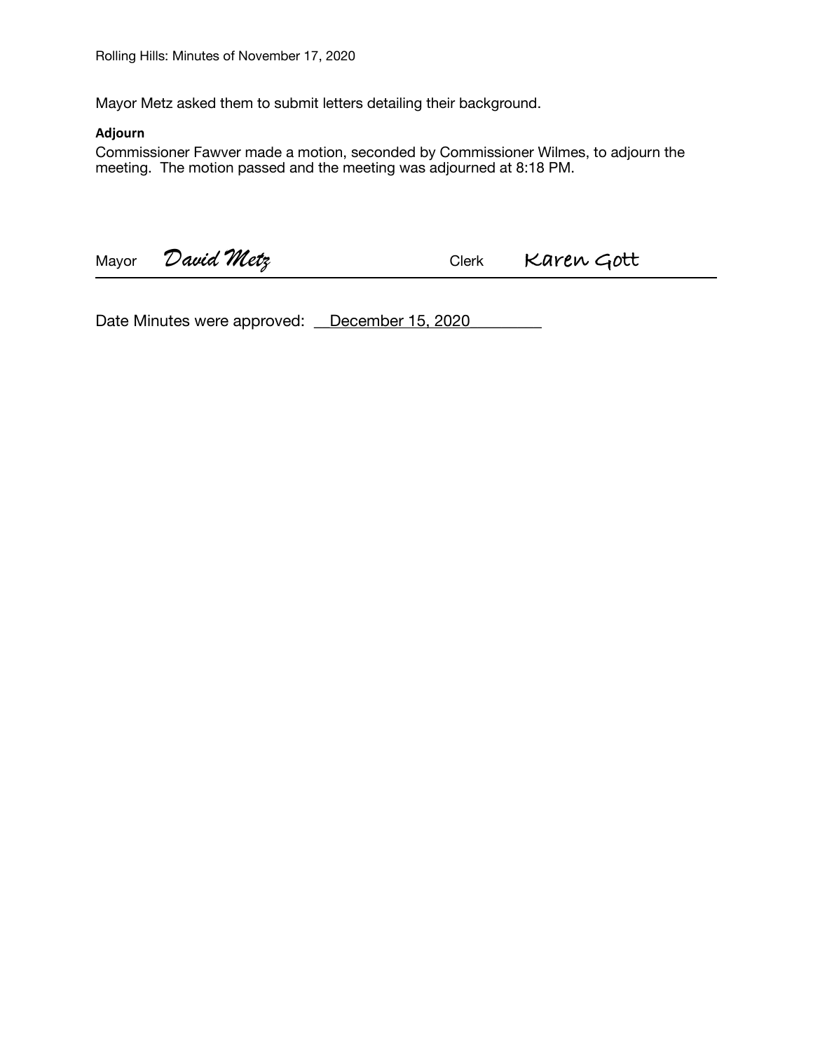Mayor Metz asked them to submit letters detailing their background.

**Adjourn**

Commissioner Fawver made a motion, seconded by Commissioner Wilmes, to adjourn the meeting. The motion passed and the meeting was adjourned at 8:18 PM.

Mayor *David Metz* Clerk Karen Gott

Date Minutes were approved: December 15, 2020